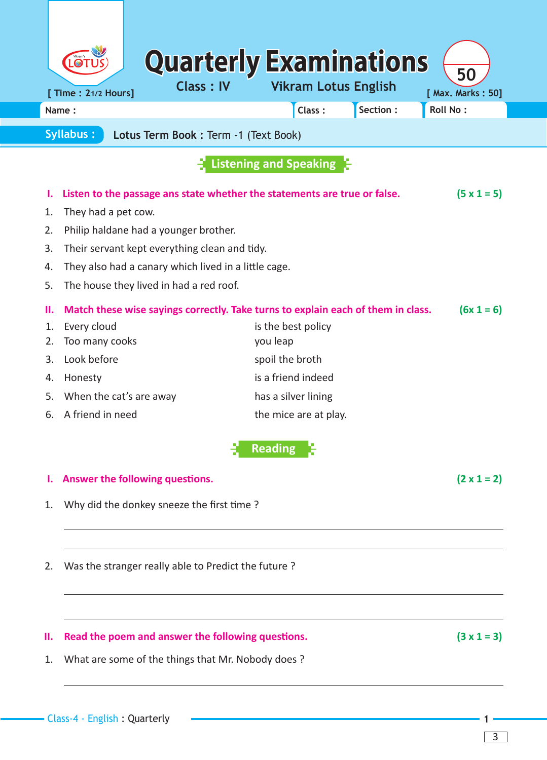# Quarterly Examinations

**Class : IV** — **Vikram Lotus English**

[ Time : 21/2 Hours] [ Max. Marks : 50]

**Name :** **Class :** **Section :** **Roll No :**

**Syllabus :** **Lotus Term Book :** Term -1 (Text Book)

## Listening and Speaking

**I. Listen to the passage ans state whether the statements are true or false.** **(5 x 1 = 5)**

1. They had a pet cow.
2. Philip haldane had a younger brother.
3. Their servant kept everything clean and tidy.
4. They also had a canary which lived in a little cage.
5. The house they lived in had a red roof.

**II. Match these wise sayings correctly. Take turns to explain each of them in class.** **(6x 1 = 6)**

| | |
|---|---|
| 1. Every cloud | is the best policy |
| 2. Too many cooks | you leap |
| 3. Look before | spoil the broth |
| 4. Honesty | is a friend indeed |
| 5. When the cat's are away | has a silver lining |
| 6. A friend in need | the mice are at play. |

## Reading

**I. Answer the following questions.** **(2 x 1 = 2)**

1. Why did the donkey sneeze the first time ?

______________________________________________

______________________________________________

2. Was the stranger really able to Predict the future ?

______________________________________________

______________________________________________

**II. Read the poem and answer the following questions.** **(3 x 1 = 3)**

1. What are some of the things that Mr. Nobody does ?

______________________________________________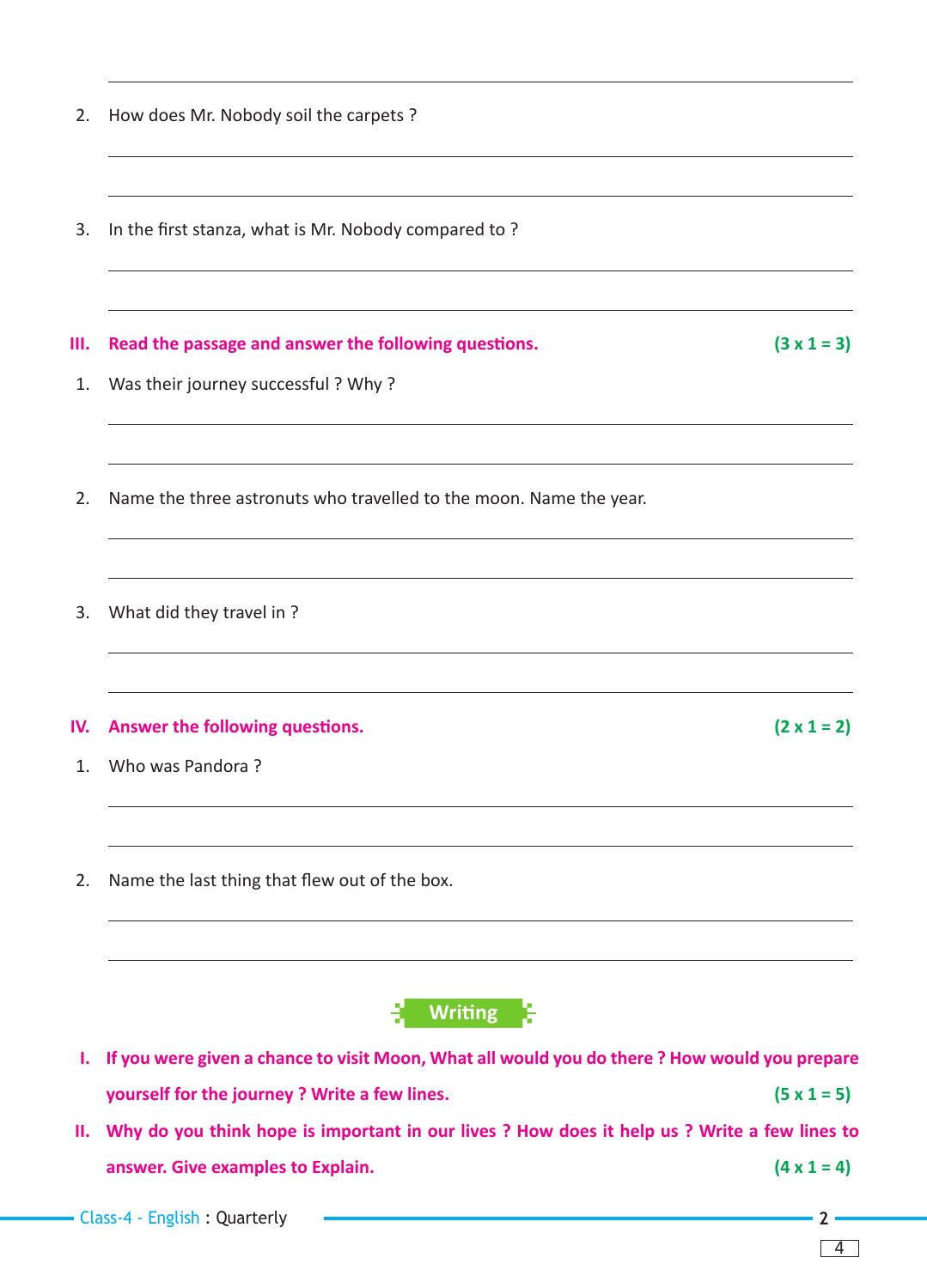2. How does Mr. Nobody soil the carpets ?

3. In the first stanza, what is Mr. Nobody compared to ?

**III. Read the passage and answer the following questions.** **(3 x 1 = 3)**

1. Was their journey successful ? Why ?

2. Name the three astronuts who travelled to the moon. Name the year.

3. What did they travel in ?

**IV. Answer the following questions.** **(2 x 1 = 2)**

1. Who was Pandora ?

2. Name the last thing that flew out of the box.

## Writing

**I. If you were given a chance to visit Moon, What all would you do there ? How would you prepare yourself for the journey ? Write a few lines.** **(5 x 1 = 5)**

**II. Why do you think hope is important in our lives ? How does it help us ? Write a few lines to answer. Give examples to Explain.** **(4 x 1 = 4)**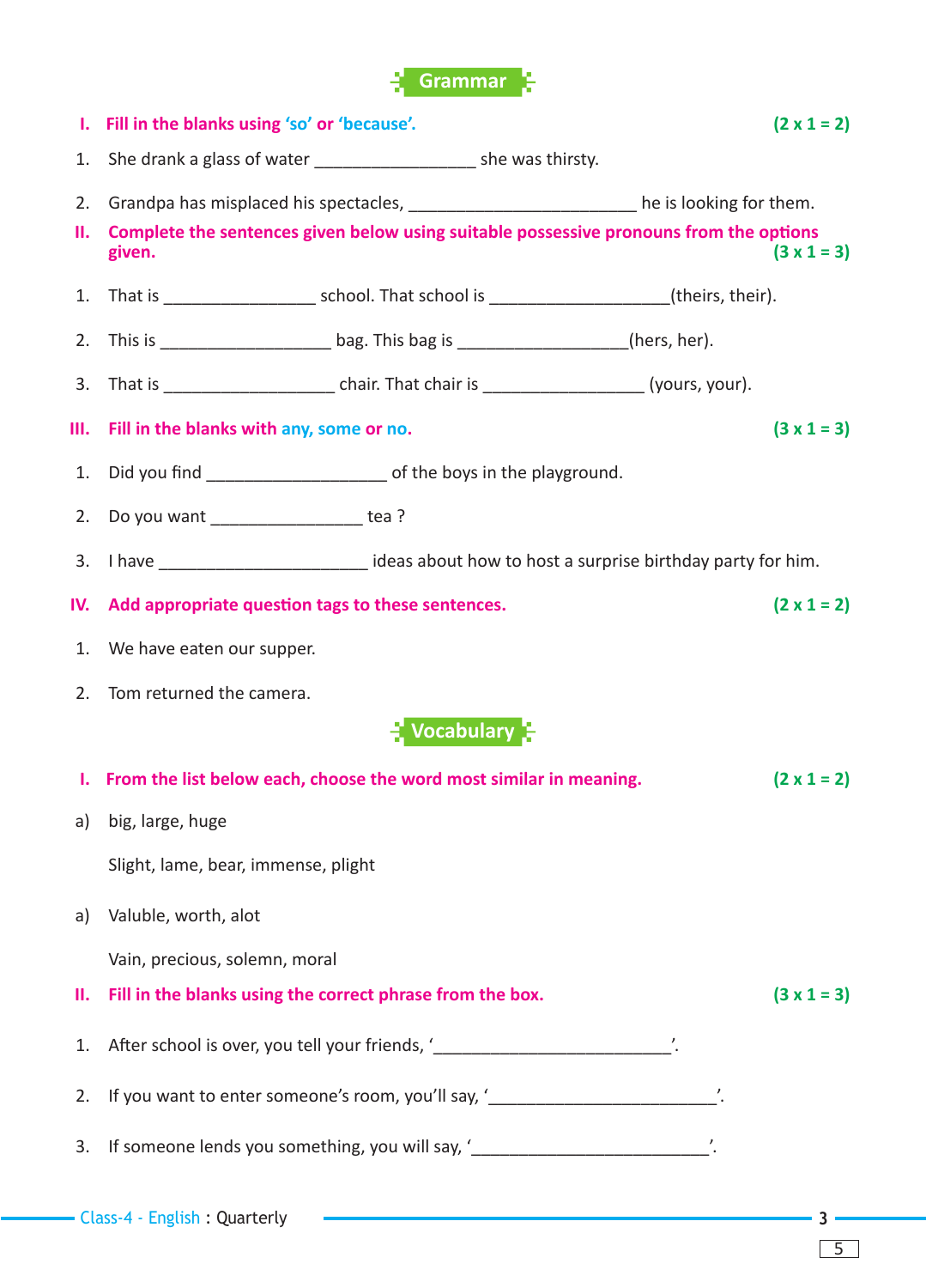## Grammar

**I. Fill in the blanks using 'so' or 'because'.** **(2 x 1 = 2)**

1. She drank a glass of water ________________ she was thirsty.

2. Grandpa has misplaced his spectacles, ________________________ he is looking for them.

**II. Complete the sentences given below using suitable possessive pronouns from the options given.** **(3 x 1 = 3)**

1. That is ________________ school. That school is ___________________(theirs, their).

2. This is __________________ bag. This bag is __________________(hers, her).

3. That is __________________ chair. That chair is _________________ (yours, your).

**III. Fill in the blanks with any, some or no.** **(3 x 1 = 3)**

1. Did you find ___________________ of the boys in the playground.

2. Do you want ________________ tea ?

3. I have ______________________ ideas about how to host a surprise birthday party for him.

**IV. Add appropriate question tags to these sentences.** **(2 x 1 = 2)**

1. We have eaten our supper.

2. Tom returned the camera.

## Vocabulary

**I. From the list below each, choose the word most similar in meaning.** **(2 x 1 = 2)**

a) big, large, huge

Slight, lame, bear, immense, plight

a) Valuble, worth, alot

Vain, precious, solemn, moral

**II. Fill in the blanks using the correct phrase from the box.** **(3 x 1 = 3)**

1. After school is over, you tell your friends, '________________________'.

2. If you want to enter someone's room, you'll say, '________________________'.

3. If someone lends you something, you will say, '________________________'.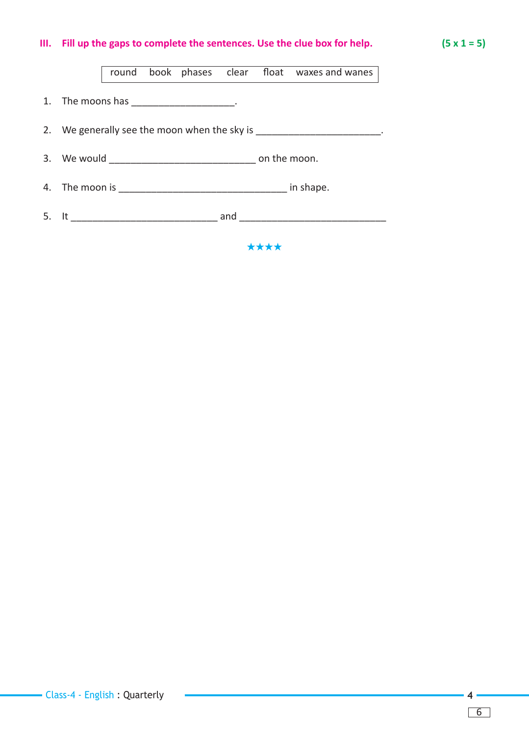## III. Fill up the gaps to complete the sentences. Use the clue box for help. (5 x 1 = 5)

| | | | | | |
|---|---|---|---|---|---|
| round | book | phases | clear | float | waxes and wanes |

1. The moons has ___________________.
2. We generally see the moon when the sky is _______________________.
3. We would ___________________________ on the moon.
4. The moon is _______________________________ in shape.
5. It ___________________________ and ___________________________

★★★★